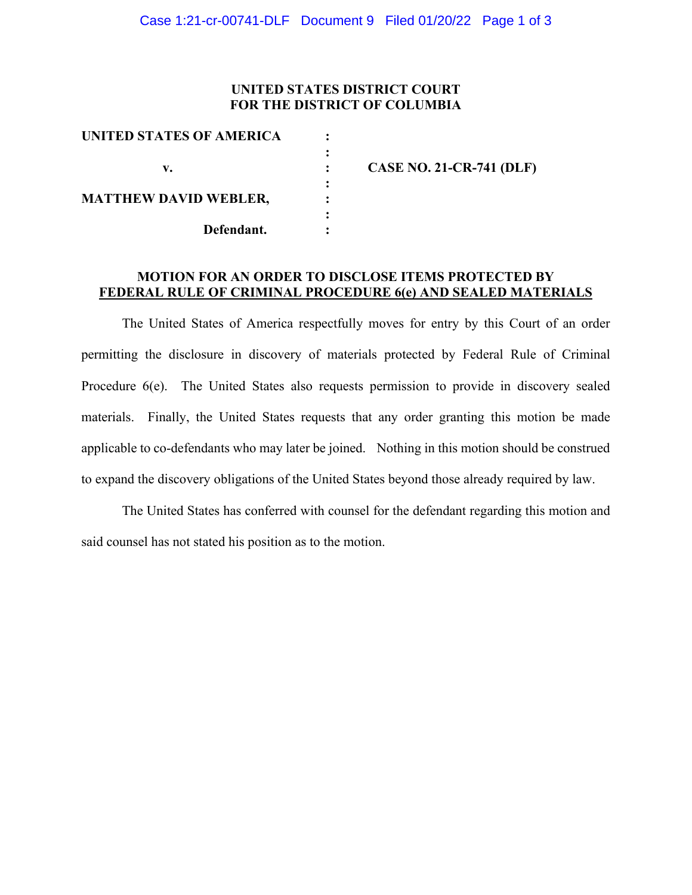**UNITED STATES DISTRICT COURT**
**FOR THE DISTRICT OF COLUMBIA**

| | | |
|---|---|---|
| **UNITED STATES OF AMERICA** | : | |
| | : | |
| **v.** | : | **CASE NO. 21-CR-741 (DLF)** |
| | : | |
| **MATTHEW DAVID WEBLER,** | : | |
| | : | |
| **Defendant.** | : | |

**MOTION FOR AN ORDER TO DISCLOSE ITEMS PROTECTED BY FEDERAL RULE OF CRIMINAL PROCEDURE 6(e) AND SEALED MATERIALS**

The United States of America respectfully moves for entry by this Court of an order permitting the disclosure in discovery of materials protected by Federal Rule of Criminal Procedure 6(e). The United States also requests permission to provide in discovery sealed materials. Finally, the United States requests that any order granting this motion be made applicable to co-defendants who may later be joined. Nothing in this motion should be construed to expand the discovery obligations of the United States beyond those already required by law.

The United States has conferred with counsel for the defendant regarding this motion and said counsel has not stated his position as to the motion.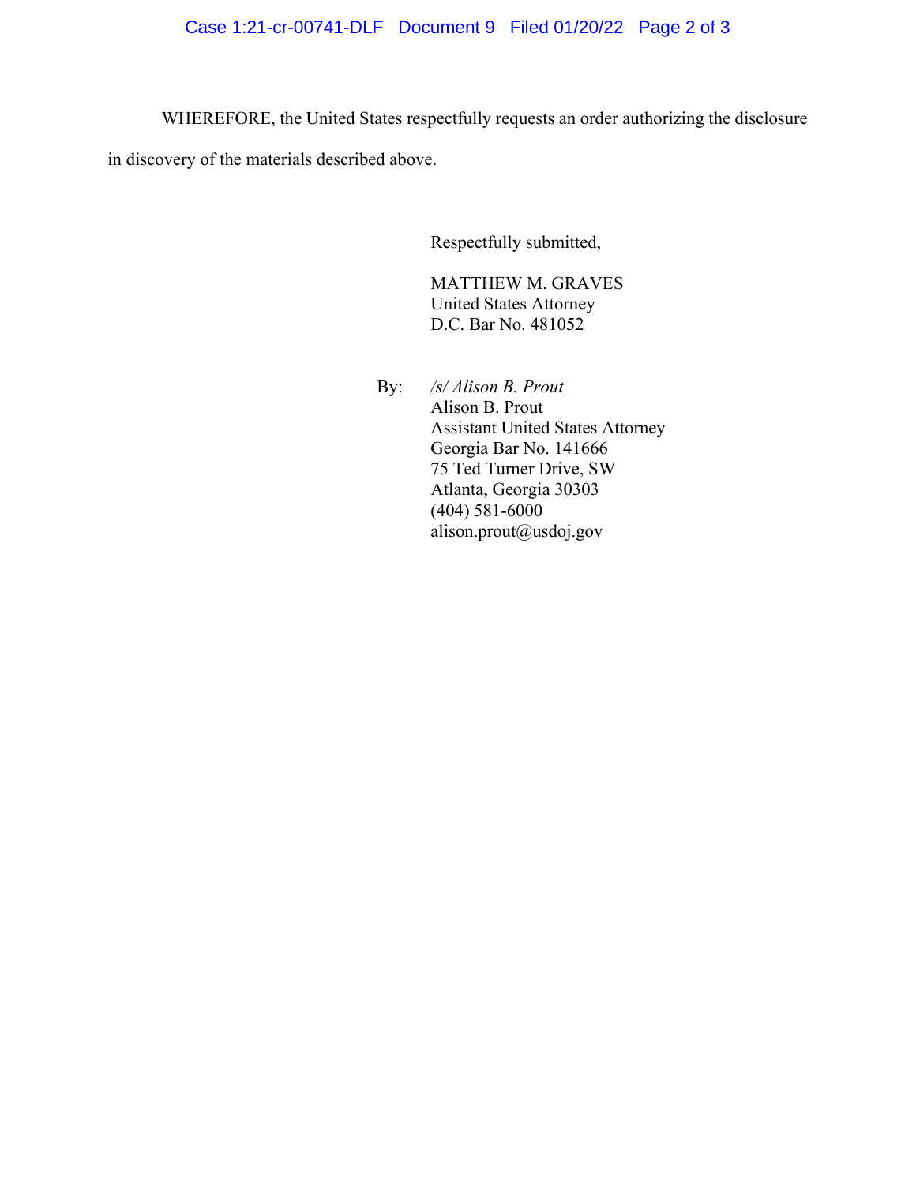WHEREFORE, the United States respectfully requests an order authorizing the disclosure in discovery of the materials described above.

Respectfully submitted,

MATTHEW M. GRAVES
United States Attorney
D.C. Bar No. 481052

By: */s/ Alison B. Prout*
Alison B. Prout
Assistant United States Attorney
Georgia Bar No. 141666
75 Ted Turner Drive, SW
Atlanta, Georgia 30303
(404) 581-6000
alison.prout@usdoj.gov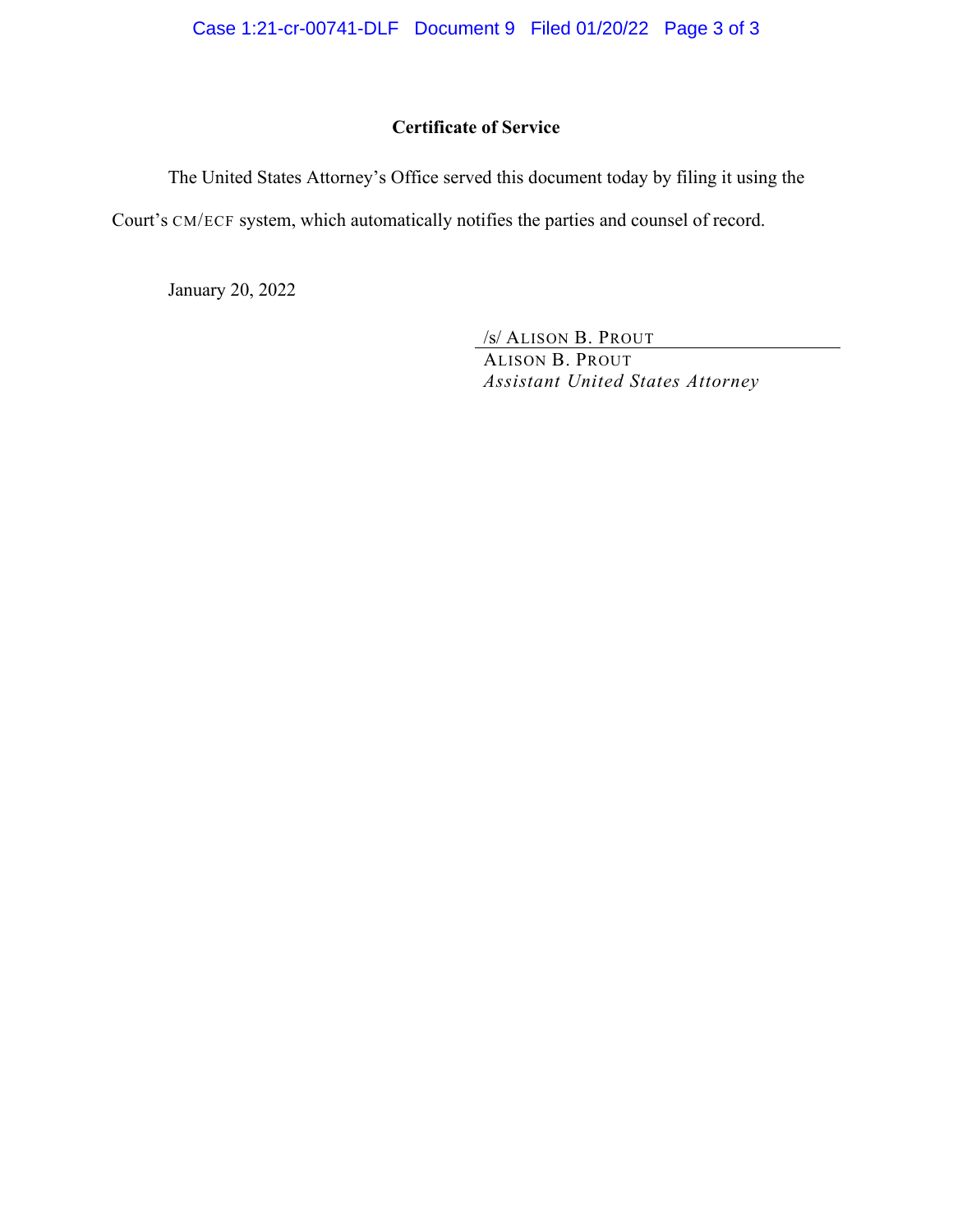**Certificate of Service**

The United States Attorney's Office served this document today by filing it using the Court's CM/ECF system, which automatically notifies the parties and counsel of record.

January 20, 2022

/s/ ALISON B. PROUT
ALISON B. PROUT
*Assistant United States Attorney*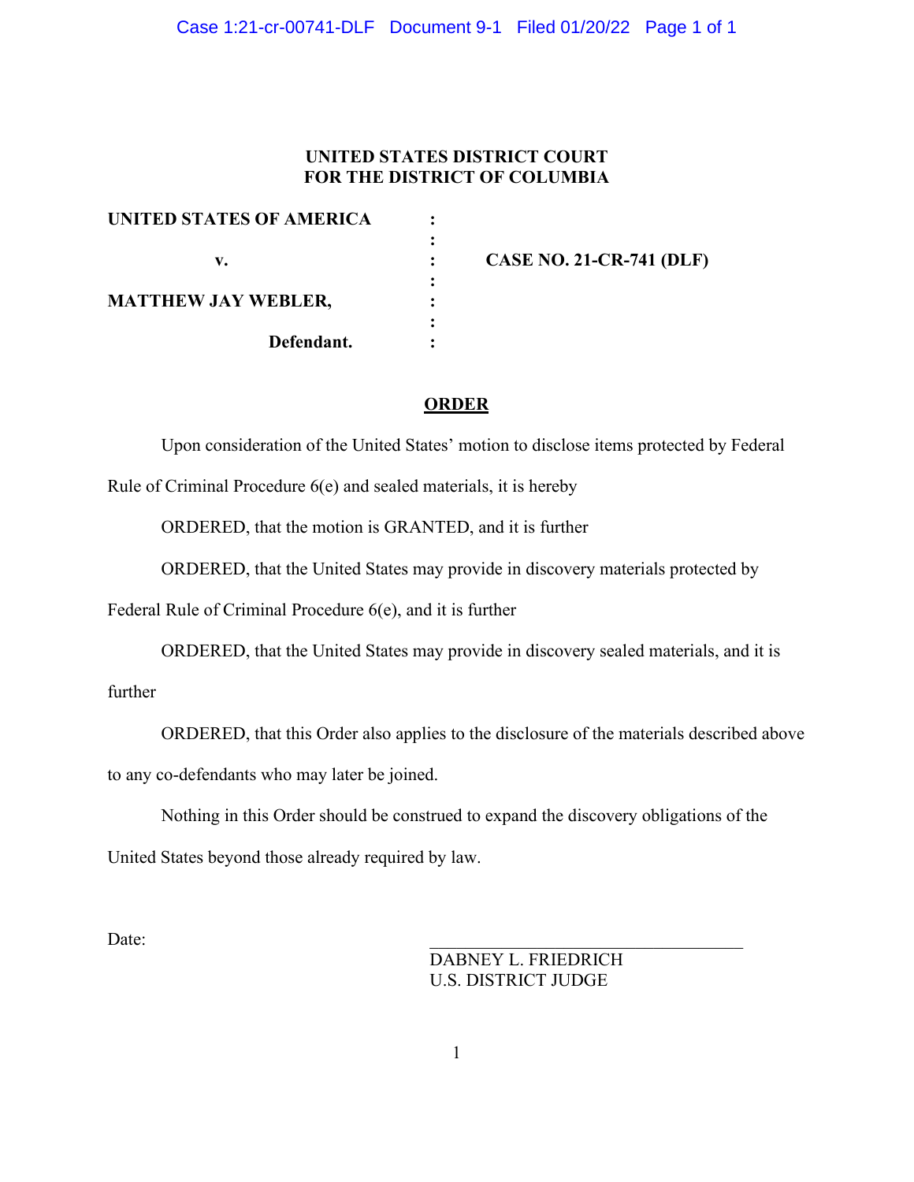**UNITED STATES DISTRICT COURT**
**FOR THE DISTRICT OF COLUMBIA**

| | | |
|---|---|---|
| **UNITED STATES OF AMERICA** | : | |
| | : | |
| v. | : | **CASE NO. 21-CR-741 (DLF)** |
| | : | |
| **MATTHEW JAY WEBLER,** | : | |
| | : | |
| **Defendant.** | : | |

## ORDER

Upon consideration of the United States' motion to disclose items protected by Federal Rule of Criminal Procedure 6(e) and sealed materials, it is hereby

ORDERED, that the motion is GRANTED, and it is further

ORDERED, that the United States may provide in discovery materials protected by Federal Rule of Criminal Procedure 6(e), and it is further

ORDERED, that the United States may provide in discovery sealed materials, and it is further

ORDERED, that this Order also applies to the disclosure of the materials described above to any co-defendants who may later be joined.

Nothing in this Order should be construed to expand the discovery obligations of the United States beyond those already required by law.

Date:

\_\_\_\_\_\_\_\_\_\_\_\_\_\_\_\_\_\_\_\_\_\_\_\_\_\_\_\_\_\_\_\_\_\_\_\_

DABNEY L. FRIEDRICH
U.S. DISTRICT JUDGE